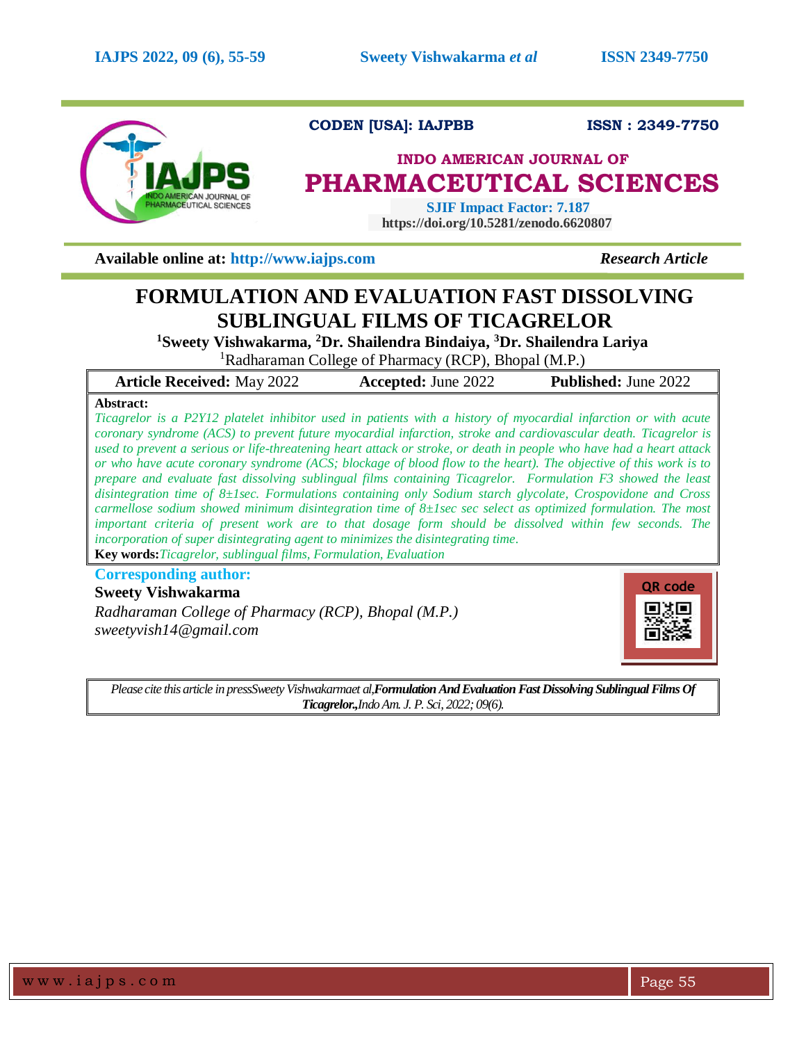CODEN [USA]: IAJPBB ISSN : 2349-7750

**INDO AMERICAN JOURNAL OF PHARMACEUTICAL SCIENCES**

SJIF Impact Factor: 7.187

https://doi.org/10.5281/zenodo.6620807

**Available online at: http://www.iajps.com** *Research Article*

# FORMULATION AND EVALUATION FAST DISSOLVING SUBLINGUAL FILMS OF TICAGRELOR

**[1]Sweety Vishwakarma, [2]Dr. Shailendra Bindaiya, [3]Dr. Shailendra Lariya**

[1]Radharaman College of Pharmacy (RCP), Bhopal (M.P.)

| **Article Received:** May 2022 | **Accepted:** June 2022 | **Published:** June 2022 |
|---|---|---|

**Abstract:**

*Ticagrelor is a P2Y12 platelet inhibitor used in patients with a history of myocardial infarction or with acute coronary syndrome (ACS) to prevent future myocardial infarction, stroke and cardiovascular death. Ticagrelor is used to prevent a serious or life-threatening heart attack or stroke, or death in people who have had a heart attack or who have acute coronary syndrome (ACS; blockage of blood flow to the heart). The objective of this work is to prepare and evaluate fast dissolving sublingual films containing Ticagrelor. Formulation F3 showed the least disintegration time of 8±1sec. Formulations containing only Sodium starch glycolate, Crospovidone and Cross carmellose sodium showed minimum disintegration time of 8±1sec sec select as optimized formulation. The most important criteria of present work are to that dosage form should be dissolved within few seconds. The incorporation of super disintegrating agent to minimizes the disintegrating time.*

**Key words:** *Ticagrelor, sublingual films, Formulation, Evaluation*

**Corresponding author:**

**Sweety Vishwakarma**

*Radharaman College of Pharmacy (RCP), Bhopal (M.P.)*

*sweetyvish14@gmail.com*

*Please cite this article in pressSweety Vishwakarmaet al,**Formulation And Evaluation Fast Dissolving Sublingual Films Of Ticagrelor.,**Indo Am. J. P. Sci, 2022; 09(6).*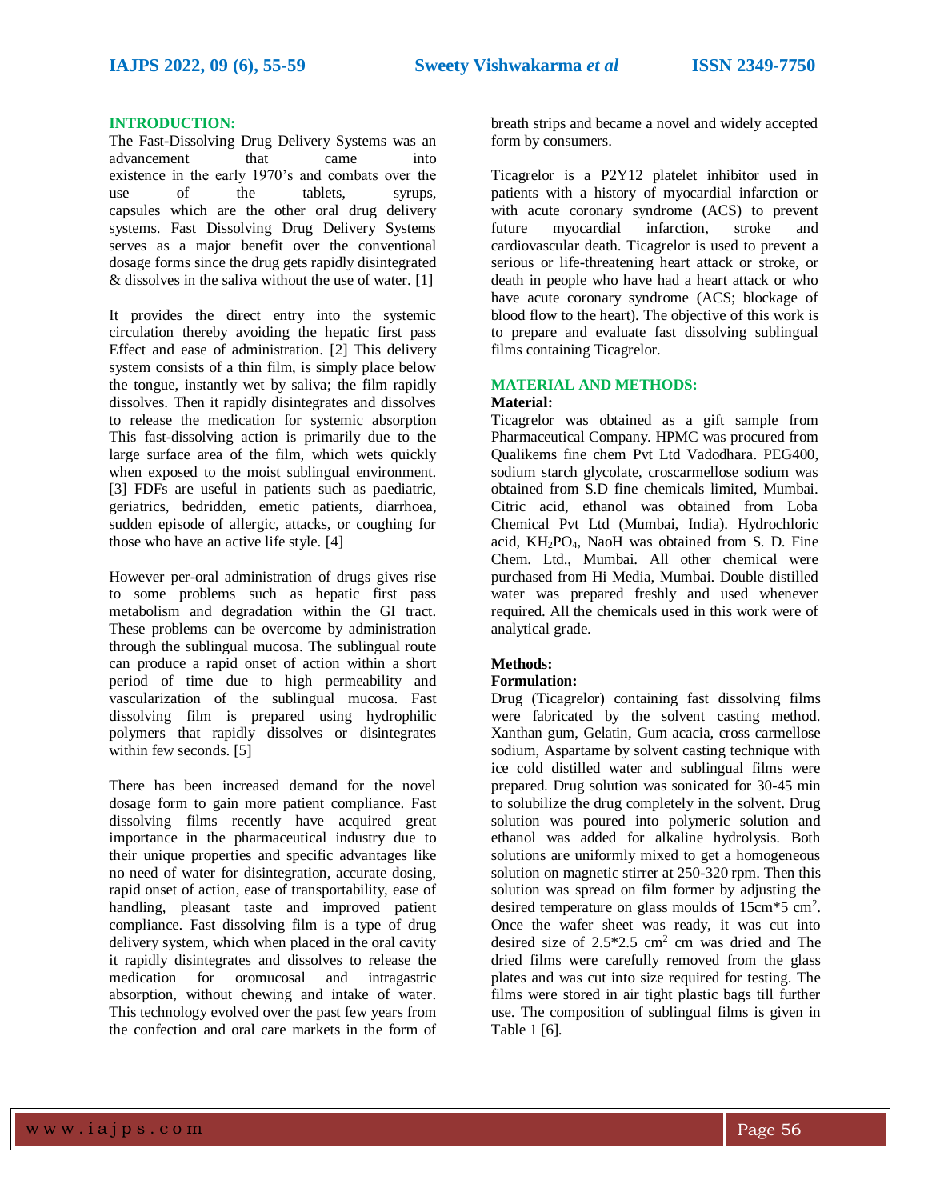## INTRODUCTION:

The Fast-Dissolving Drug Delivery Systems was an advancement that came into existence in the early 1970's and combats over the use of the tablets, syrups, capsules which are the other oral drug delivery systems. Fast Dissolving Drug Delivery Systems serves as a major benefit over the conventional dosage forms since the drug gets rapidly disintegrated & dissolves in the saliva without the use of water. [1]

It provides the direct entry into the systemic circulation thereby avoiding the hepatic first pass Effect and ease of administration. [2] This delivery system consists of a thin film, is simply place below the tongue, instantly wet by saliva; the film rapidly dissolves. Then it rapidly disintegrates and dissolves to release the medication for systemic absorption This fast-dissolving action is primarily due to the large surface area of the film, which wets quickly when exposed to the moist sublingual environment. [3] FDFs are useful in patients such as paediatric, geriatrics, bedridden, emetic patients, diarrhoea, sudden episode of allergic, attacks, or coughing for those who have an active life style. [4]

However per-oral administration of drugs gives rise to some problems such as hepatic first pass metabolism and degradation within the GI tract. These problems can be overcome by administration through the sublingual mucosa. The sublingual route can produce a rapid onset of action within a short period of time due to high permeability and vascularization of the sublingual mucosa. Fast dissolving film is prepared using hydrophilic polymers that rapidly dissolves or disintegrates within few seconds. [5]

There has been increased demand for the novel dosage form to gain more patient compliance. Fast dissolving films recently have acquired great importance in the pharmaceutical industry due to their unique properties and specific advantages like no need of water for disintegration, accurate dosing, rapid onset of action, ease of transportability, ease of handling, pleasant taste and improved patient compliance. Fast dissolving film is a type of drug delivery system, which when placed in the oral cavity it rapidly disintegrates and dissolves to release the medication for oromucosal and intragastric absorption, without chewing and intake of water. This technology evolved over the past few years from the confection and oral care markets in the form of breath strips and became a novel and widely accepted form by consumers.

Ticagrelor is a P2Y12 platelet inhibitor used in patients with a history of myocardial infarction or with acute coronary syndrome (ACS) to prevent future myocardial infarction, stroke and cardiovascular death. Ticagrelor is used to prevent a serious or life-threatening heart attack or stroke, or death in people who have had a heart attack or who have acute coronary syndrome (ACS; blockage of blood flow to the heart). The objective of this work is to prepare and evaluate fast dissolving sublingual films containing Ticagrelor.

## MATERIAL AND METHODS:

### Material:

Ticagrelor was obtained as a gift sample from Pharmaceutical Company. HPMC was procured from Qualikems fine chem Pvt Ltd Vadodhara. PEG400, sodium starch glycolate, croscarmellose sodium was obtained from S.D fine chemicals limited, Mumbai. Citric acid, ethanol was obtained from Loba Chemical Pvt Ltd (Mumbai, India). Hydrochloric acid, $KH_2PO_4$, NaoH was obtained from S. D. Fine Chem. Ltd., Mumbai. All other chemical were purchased from Hi Media, Mumbai. Double distilled water was prepared freshly and used whenever required. All the chemicals used in this work were of analytical grade.

### Methods:

**Formulation:**

Drug (Ticagrelor) containing fast dissolving films were fabricated by the solvent casting method. Xanthan gum, Gelatin, Gum acacia, cross carmellose sodium, Aspartame by solvent casting technique with ice cold distilled water and sublingual films were prepared. Drug solution was sonicated for 30-45 min to solubilize the drug completely in the solvent. Drug solution was poured into polymeric solution and ethanol was added for alkaline hydrolysis. Both solutions are uniformly mixed to get a homogeneous solution on magnetic stirrer at 250-320 rpm. Then this solution was spread on film former by adjusting the desired temperature on glass moulds of 15cm*5 $cm^2$. Once the wafer sheet was ready, it was cut into desired size of 2.5*2.5 $cm^2$ cm was dried and The dried films were carefully removed from the glass plates and was cut into size required for testing. The films were stored in air tight plastic bags till further use. The composition of sublingual films is given in Table 1 [6].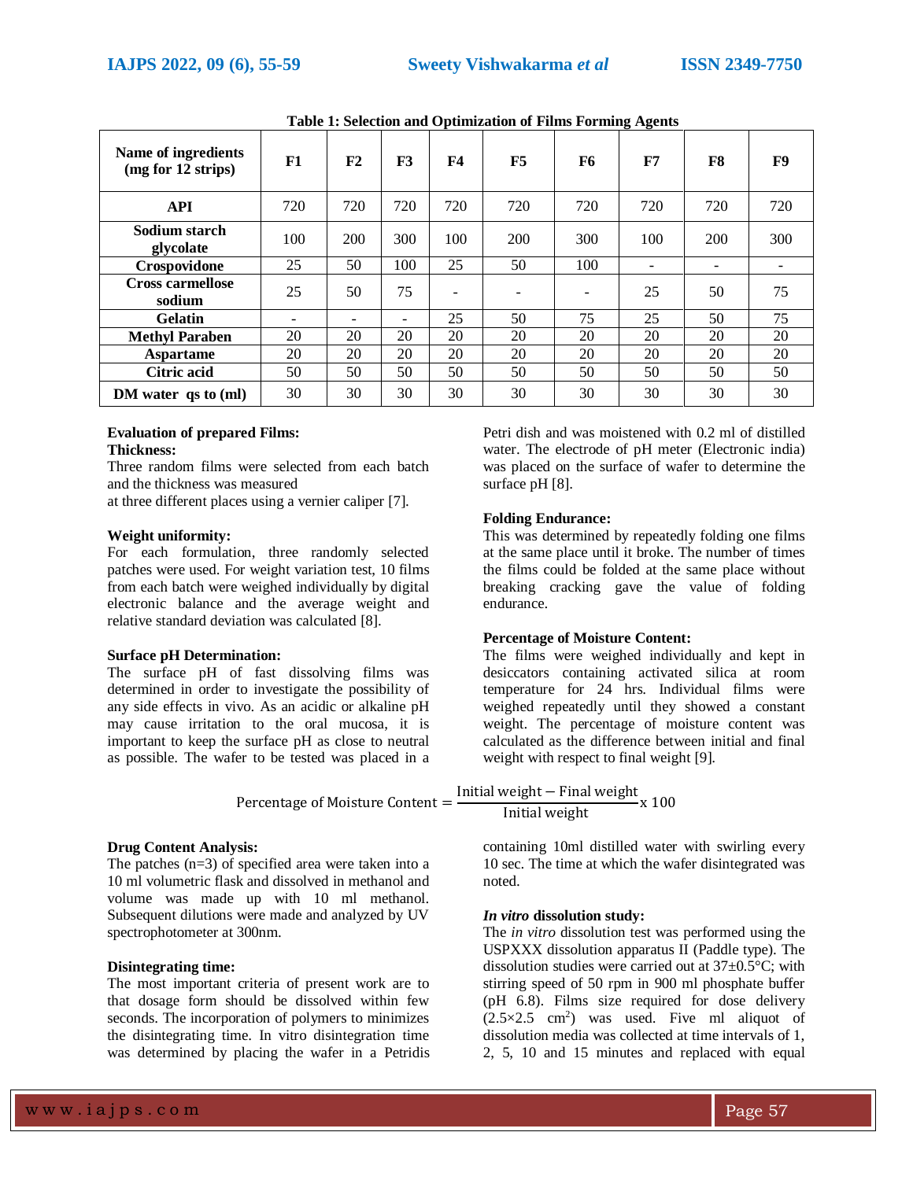**Table 1: Selection and Optimization of Films Forming Agents**

| Name of ingredients (mg for 12 strips) | F1 | F2 | F3 | F4 | F5 | F6 | F7 | F8 | F9 |
|---|---|---|---|---|---|---|---|---|---|
| API | 720 | 720 | 720 | 720 | 720 | 720 | 720 | 720 | 720 |
| Sodium starch glycolate | 100 | 200 | 300 | 100 | 200 | 300 | 100 | 200 | 300 |
| Crospovidone | 25 | 50 | 100 | 25 | 50 | 100 | - | - | - |
| Cross carmellose sodium | 25 | 50 | 75 | - | - | - | 25 | 50 | 75 |
| Gelatin | - | - | - | 25 | 50 | 75 | 25 | 50 | 75 |
| Methyl Paraben | 20 | 20 | 20 | 20 | 20 | 20 | 20 | 20 | 20 |
| Aspartame | 20 | 20 | 20 | 20 | 20 | 20 | 20 | 20 | 20 |
| Citric acid | 50 | 50 | 50 | 50 | 50 | 50 | 50 | 50 | 50 |
| DM water qs to (ml) | 30 | 30 | 30 | 30 | 30 | 30 | 30 | 30 | 30 |

**Evaluation of prepared Films:**

**Thickness:**

Three random films were selected from each batch and the thickness was measured
at three different places using a vernier caliper [7].

**Weight uniformity:**

For each formulation, three randomly selected patches were used. For weight variation test, 10 films from each batch were weighed individually by digital electronic balance and the average weight and relative standard deviation was calculated [8].

**Surface pH Determination:**

The surface pH of fast dissolving films was determined in order to investigate the possibility of any side effects in vivo. As an acidic or alkaline pH may cause irritation to the oral mucosa, it is important to keep the surface pH as close to neutral as possible. The wafer to be tested was placed in a Petri dish and was moistened with 0.2 ml of distilled water. The electrode of pH meter (Electronic india) was placed on the surface of wafer to determine the surface pH [8].

**Folding Endurance:**

This was determined by repeatedly folding one films at the same place until it broke. The number of times the films could be folded at the same place without breaking cracking gave the value of folding endurance.

**Percentage of Moisture Content:**

The films were weighed individually and kept in desiccators containing activated silica at room temperature for 24 hrs. Individual films were weighed repeatedly until they showed a constant weight. The percentage of moisture content was calculated as the difference between initial and final weight with respect to final weight [9].

$$\text{Percentage of Moisture Content} = \frac{\text{Initial weight} - \text{Final weight}}{\text{Initial weight}} \text{x } 100$$

**Drug Content Analysis:**

The patches (n=3) of specified area were taken into a 10 ml volumetric flask and dissolved in methanol and volume was made up with 10 ml methanol. Subsequent dilutions were made and analyzed by UV spectrophotometer at 300nm.

**Disintegrating time:**

The most important criteria of present work are to that dosage form should be dissolved within few seconds. The incorporation of polymers to minimizes the disintegrating time. In vitro disintegration time was determined by placing the wafer in a Petridis containing 10ml distilled water with swirling every 10 sec. The time at which the wafer disintegrated was noted.

***In vitro* dissolution study:**

The *in vitro* dissolution test was performed using the USPXXX dissolution apparatus II (Paddle type). The dissolution studies were carried out at 37±0.5°C; with stirring speed of 50 rpm in 900 ml phosphate buffer (pH 6.8). Films size required for dose delivery ($2.5 \times 2.5$ $cm^2$) was used. Five ml aliquot of dissolution media was collected at time intervals of 1, 2, 5, 10 and 15 minutes and replaced with equal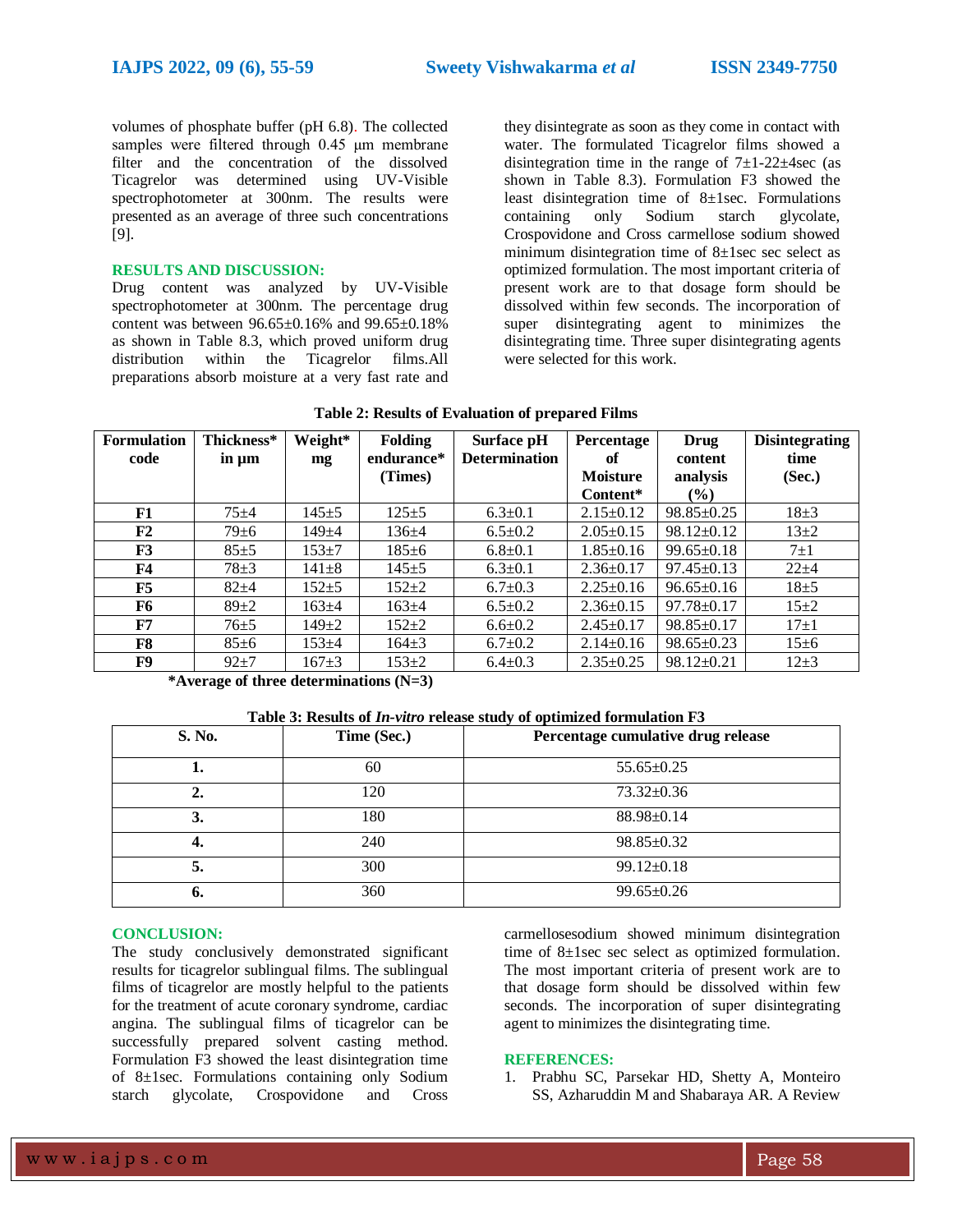volumes of phosphate buffer (pH 6.8). The collected samples were filtered through 0.45 µm membrane filter and the concentration of the dissolved Ticagrelor was determined using UV-Visible spectrophotometer at 300nm. The results were presented as an average of three such concentrations [9].

## RESULTS AND DISCUSSION:

Drug content was analyzed by UV-Visible spectrophotometer at 300nm. The percentage drug content was between 96.65±0.16% and 99.65±0.18% as shown in Table 8.3, which proved uniform drug distribution within the Ticagrelor films.All preparations absorb moisture at a very fast rate and they disintegrate as soon as they come in contact with water. The formulated Ticagrelor films showed a disintegration time in the range of 7±1-22±4sec (as shown in Table 8.3). Formulation F3 showed the least disintegration time of 8±1sec. Formulations containing only Sodium starch glycolate, Crospovidone and Cross carmellose sodium showed minimum disintegration time of 8±1sec sec select as optimized formulation. The most important criteria of present work are to that dosage form should be dissolved within few seconds. The incorporation of super disintegrating agent to minimizes the disintegrating time. Three super disintegrating agents were selected for this work.

**Table 2: Results of Evaluation of prepared Films**

| Formulation code | Thickness* in µm | Weight* mg | Folding endurance* (Times) | Surface pH Determination | Percentage of Moisture Content* | Drug content analysis (%) | Disintegrating time (Sec.) |
|---|---|---|---|---|---|---|---|
| **F1** | 75±4 | 145±5 | 125±5 | 6.3±0.1 | 2.15±0.12 | 98.85±0.25 | 18±3 |
| **F2** | 79±6 | 149±4 | 136±4 | 6.5±0.2 | 2.05±0.15 | 98.12±0.12 | 13±2 |
| **F3** | 85±5 | 153±7 | 185±6 | 6.8±0.1 | 1.85±0.16 | 99.65±0.18 | 7±1 |
| **F4** | 78±3 | 141±8 | 145±5 | 6.3±0.1 | 2.36±0.17 | 97.45±0.13 | 22±4 |
| **F5** | 82±4 | 152±5 | 152±2 | 6.7±0.3 | 2.25±0.16 | 96.65±0.16 | 18±5 |
| **F6** | 89±2 | 163±4 | 163±4 | 6.5±0.2 | 2.36±0.15 | 97.78±0.17 | 15±2 |
| **F7** | 76±5 | 149±2 | 152±2 | 6.6±0.2 | 2.45±0.17 | 98.85±0.17 | 17±1 |
| **F8** | 85±6 | 153±4 | 164±3 | 6.7±0.2 | 2.14±0.16 | 98.65±0.23 | 15±6 |
| **F9** | 92±7 | 167±3 | 153±2 | 6.4±0.3 | 2.35±0.25 | 98.12±0.21 | 12±3 |

**\*Average of three determinations (N=3)**

**Table 3: Results of *In-vitro* release study of optimized formulation F3**

| S. No. | Time (Sec.) | Percentage cumulative drug release |
|---|---|---|
| **1.** | 60 | 55.65±0.25 |
| **2.** | 120 | 73.32±0.36 |
| **3.** | 180 | 88.98±0.14 |
| **4.** | 240 | 98.85±0.32 |
| **5.** | 300 | 99.12±0.18 |
| **6.** | 360 | 99.65±0.26 |

## CONCLUSION:

The study conclusively demonstrated significant results for ticagrelor sublingual films. The sublingual films of ticagrelor are mostly helpful to the patients for the treatment of acute coronary syndrome, cardiac angina. The sublingual films of ticagrelor can be successfully prepared solvent casting method. Formulation F3 showed the least disintegration time of 8±1sec. Formulations containing only Sodium starch glycolate, Crospovidone and Cross carmellosesodium showed minimum disintegration time of 8±1sec sec select as optimized formulation. The most important criteria of present work are to that dosage form should be dissolved within few seconds. The incorporation of super disintegrating agent to minimizes the disintegrating time.

## REFERENCES:

1. Prabhu SC, Parsekar HD, Shetty A, Monteiro SS, Azharuddin M and Shabaraya AR. A Review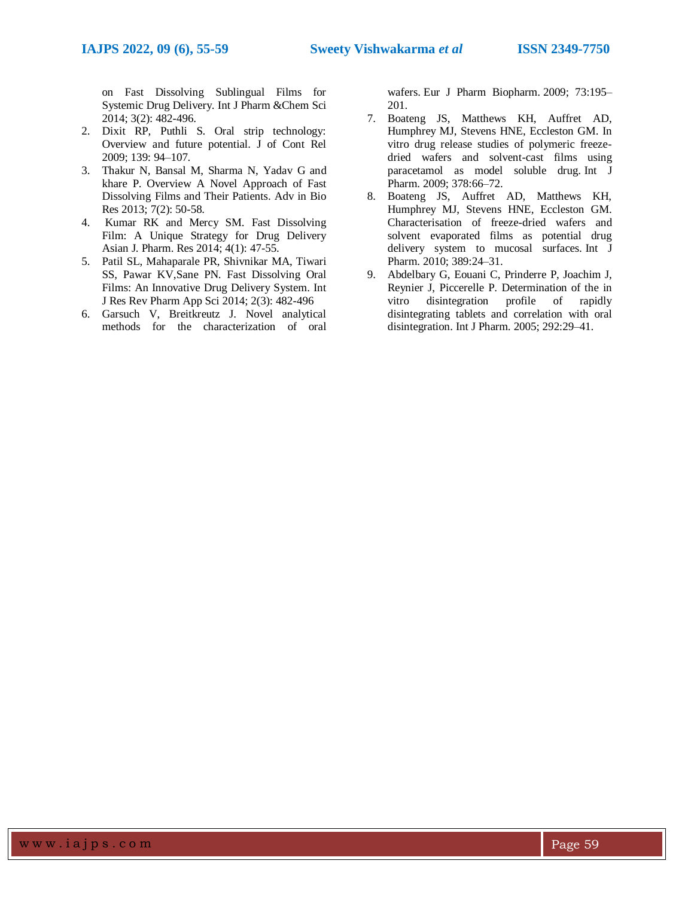on Fast Dissolving Sublingual Films for Systemic Drug Delivery. Int J Pharm &Chem Sci 2014; 3(2): 482-496.

2. Dixit RP, Puthli S. Oral strip technology: Overview and future potential. J of Cont Rel 2009; 139: 94–107.
3. Thakur N, Bansal M, Sharma N, Yadav G and khare P. Overview A Novel Approach of Fast Dissolving Films and Their Patients. Adv in Bio Res 2013; 7(2): 50-58.
4. Kumar RK and Mercy SM. Fast Dissolving Film: A Unique Strategy for Drug Delivery Asian J. Pharm. Res 2014; 4(1): 47-55.
5. Patil SL, Mahaparale PR, Shivnikar MA, Tiwari SS, Pawar KV,Sane PN. Fast Dissolving Oral Films: An Innovative Drug Delivery System. Int J Res Rev Pharm App Sci 2014; 2(3): 482-496
6. Garsuch V, Breitkreutz J. Novel analytical methods for the characterization of oral wafers. Eur J Pharm Biopharm. 2009; 73:195–201.
7. Boateng JS, Matthews KH, Auffret AD, Humphrey MJ, Stevens HNE, Eccleston GM. In vitro drug release studies of polymeric freeze-dried wafers and solvent-cast films using paracetamol as model soluble drug. Int J Pharm. 2009; 378:66–72.
8. Boateng JS, Auffret AD, Matthews KH, Humphrey MJ, Stevens HNE, Eccleston GM. Characterisation of freeze-dried wafers and solvent evaporated films as potential drug delivery system to mucosal surfaces. Int J Pharm. 2010; 389:24–31.
9. Abdelbary G, Eouani C, Prinderre P, Joachim J, Reynier J, Piccerelle P. Determination of the in vitro disintegration profile of rapidly disintegrating tablets and correlation with oral disintegration. Int J Pharm. 2005; 292:29–41.